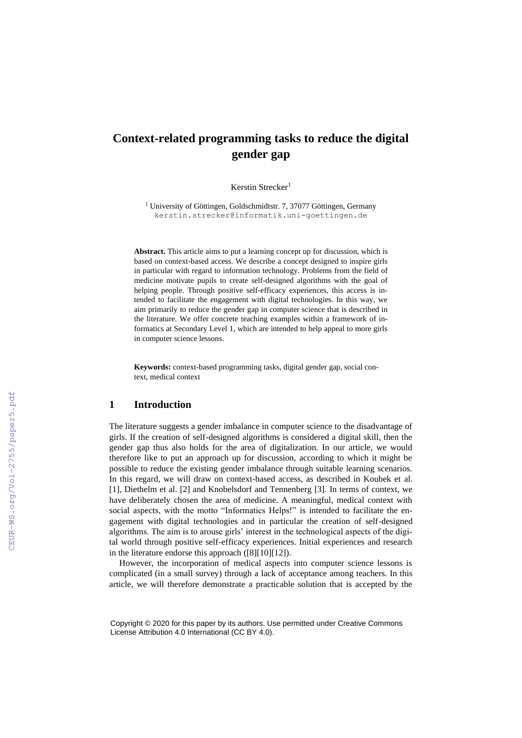# Context-related programming tasks to reduce the digital gender gap

Kerstin Strecker[1]

[1] University of Göttingen, Goldschmidtstr. 7, 37077 Göttingen, Germany
kerstin.strecker@informatik.uni-goettingen.de

**Abstract.** This article aims to put a learning concept up for discussion, which is based on context-based access. We describe a concept designed to inspire girls in particular with regard to information technology. Problems from the field of medicine motivate pupils to create self-designed algorithms with the goal of helping people. Through positive self-efficacy experiences, this access is intended to facilitate the engagement with digital technologies. In this way, we aim primarily to reduce the gender gap in computer science that is described in the literature. We offer concrete teaching examples within a framework of informatics at Secondary Level 1, which are intended to help appeal to more girls in computer science lessons.

**Keywords:** context-based programming tasks, digital gender gap, social context, medical context

## 1 Introduction

The literature suggests a gender imbalance in computer science to the disadvantage of girls. If the creation of self-designed algorithms is considered a digital skill, then the gender gap thus also holds for the area of digitalization. In our article, we would therefore like to put an approach up for discussion, according to which it might be possible to reduce the existing gender imbalance through suitable learning scenarios. In this regard, we will draw on context-based access, as described in Koubek et al. [1], Diethelm et al. [2] and Knobelsdorf and Tennenberg [3]. In terms of context, we have deliberately chosen the area of medicine. A meaningful, medical context with social aspects, with the motto "Informatics Helps!" is intended to facilitate the engagement with digital technologies and in particular the creation of self-designed algorithms. The aim is to arouse girls' interest in the technological aspects of the digital world through positive self-efficacy experiences. Initial experiences and research in the literature endorse this approach ([8][10][12]).

However, the incorporation of medical aspects into computer science lessons is complicated (in a small survey) through a lack of acceptance among teachers. In this article, we will therefore demonstrate a practicable solution that is accepted by the

Copyright © 2020 for this paper by its authors. Use permitted under Creative Commons License Attribution 4.0 International (CC BY 4.0).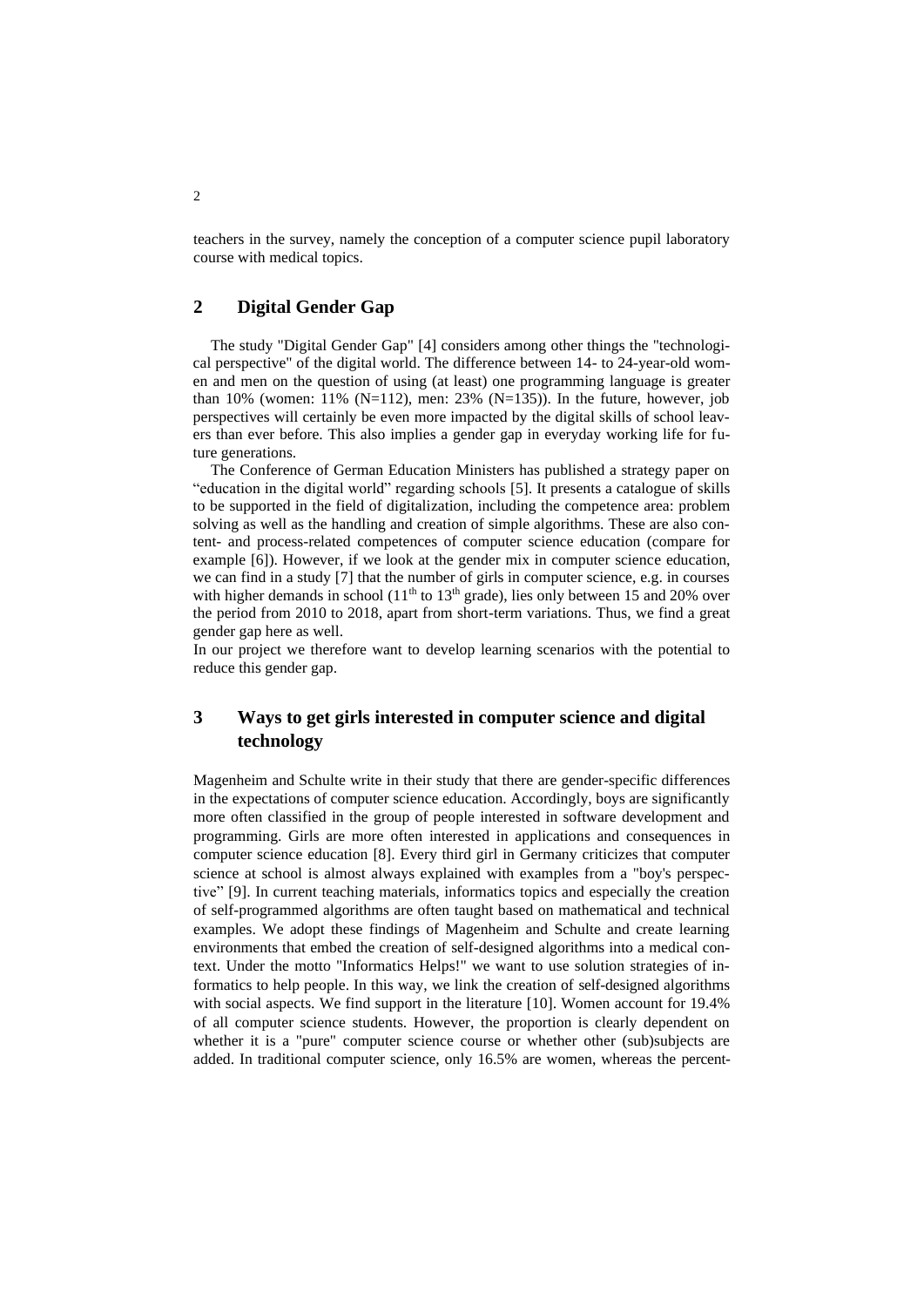teachers in the survey, namely the conception of a computer science pupil laboratory course with medical topics.

## 2 Digital Gender Gap

The study "Digital Gender Gap" [4] considers among other things the "technological perspective" of the digital world. The difference between 14- to 24-year-old women and men on the question of using (at least) one programming language is greater than 10% (women: 11% (N=112), men: 23% (N=135)). In the future, however, job perspectives will certainly be even more impacted by the digital skills of school leavers than ever before. This also implies a gender gap in everyday working life for future generations.

The Conference of German Education Ministers has published a strategy paper on "education in the digital world" regarding schools [5]. It presents a catalogue of skills to be supported in the field of digitalization, including the competence area: problem solving as well as the handling and creation of simple algorithms. These are also content- and process-related competences of computer science education (compare for example [6]). However, if we look at the gender mix in computer science education, we can find in a study [7] that the number of girls in computer science, e.g. in courses with higher demands in school (11th to 13th grade), lies only between 15 and 20% over the period from 2010 to 2018, apart from short-term variations. Thus, we find a great gender gap here as well.

In our project we therefore want to develop learning scenarios with the potential to reduce this gender gap.

## 3 Ways to get girls interested in computer science and digital technology

Magenheim and Schulte write in their study that there are gender-specific differences in the expectations of computer science education. Accordingly, boys are significantly more often classified in the group of people interested in software development and programming. Girls are more often interested in applications and consequences in computer science education [8]. Every third girl in Germany criticizes that computer science at school is almost always explained with examples from a "boy's perspective" [9]. In current teaching materials, informatics topics and especially the creation of self-programmed algorithms are often taught based on mathematical and technical examples. We adopt these findings of Magenheim and Schulte and create learning environments that embed the creation of self-designed algorithms into a medical context. Under the motto "Informatics Helps!" we want to use solution strategies of informatics to help people. In this way, we link the creation of self-designed algorithms with social aspects. We find support in the literature [10]. Women account for 19.4% of all computer science students. However, the proportion is clearly dependent on whether it is a "pure" computer science course or whether other (sub)subjects are added. In traditional computer science, only 16.5% are women, whereas the percent-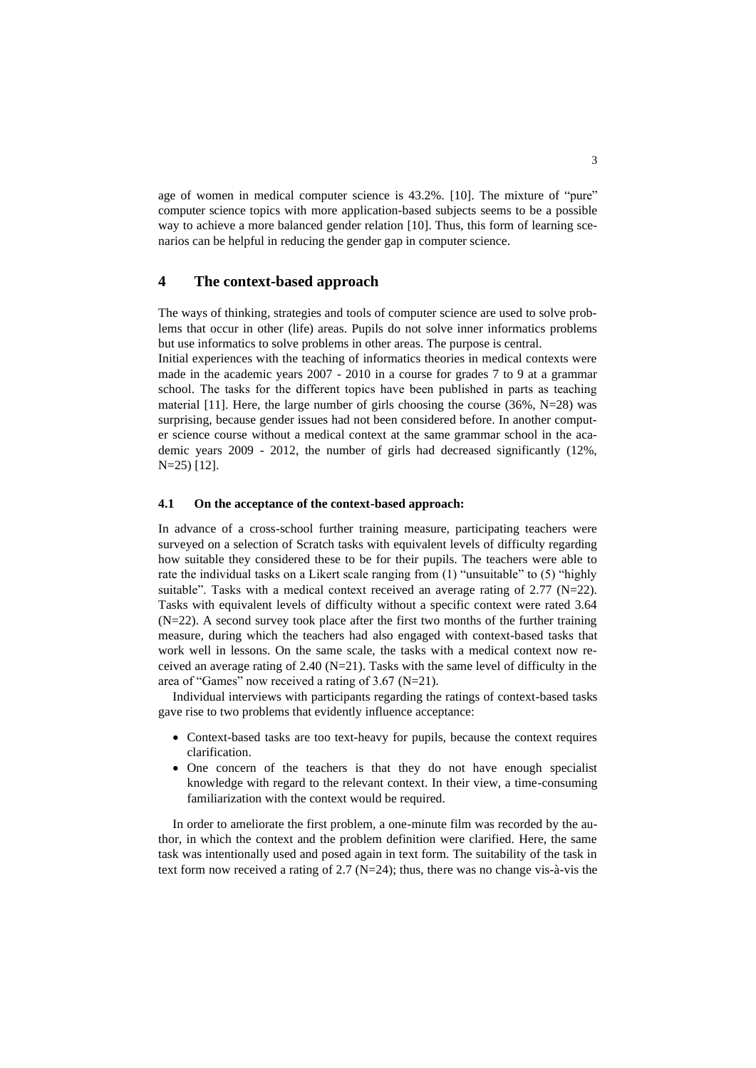age of women in medical computer science is 43.2%. [10]. The mixture of "pure" computer science topics with more application-based subjects seems to be a possible way to achieve a more balanced gender relation [10]. Thus, this form of learning scenarios can be helpful in reducing the gender gap in computer science.

## 4 The context-based approach

The ways of thinking, strategies and tools of computer science are used to solve problems that occur in other (life) areas. Pupils do not solve inner informatics problems but use informatics to solve problems in other areas. The purpose is central.

Initial experiences with the teaching of informatics theories in medical contexts were made in the academic years 2007 - 2010 in a course for grades 7 to 9 at a grammar school. The tasks for the different topics have been published in parts as teaching material [11]. Here, the large number of girls choosing the course (36%, N=28) was surprising, because gender issues had not been considered before. In another computer science course without a medical context at the same grammar school in the academic years 2009 - 2012, the number of girls had decreased significantly (12%, N=25) [12].

### 4.1 On the acceptance of the context-based approach:

In advance of a cross-school further training measure, participating teachers were surveyed on a selection of Scratch tasks with equivalent levels of difficulty regarding how suitable they considered these to be for their pupils. The teachers were able to rate the individual tasks on a Likert scale ranging from (1) "unsuitable" to (5) "highly suitable". Tasks with a medical context received an average rating of 2.77 (N=22). Tasks with equivalent levels of difficulty without a specific context were rated 3.64 (N=22). A second survey took place after the first two months of the further training measure, during which the teachers had also engaged with context-based tasks that work well in lessons. On the same scale, the tasks with a medical context now received an average rating of 2.40 (N=21). Tasks with the same level of difficulty in the area of "Games" now received a rating of 3.67 (N=21).

Individual interviews with participants regarding the ratings of context-based tasks gave rise to two problems that evidently influence acceptance:

- Context-based tasks are too text-heavy for pupils, because the context requires clarification.
- One concern of the teachers is that they do not have enough specialist knowledge with regard to the relevant context. In their view, a time-consuming familiarization with the context would be required.

In order to ameliorate the first problem, a one-minute film was recorded by the author, in which the context and the problem definition were clarified. Here, the same task was intentionally used and posed again in text form. The suitability of the task in text form now received a rating of 2.7 (N=24); thus, there was no change vis-à-vis the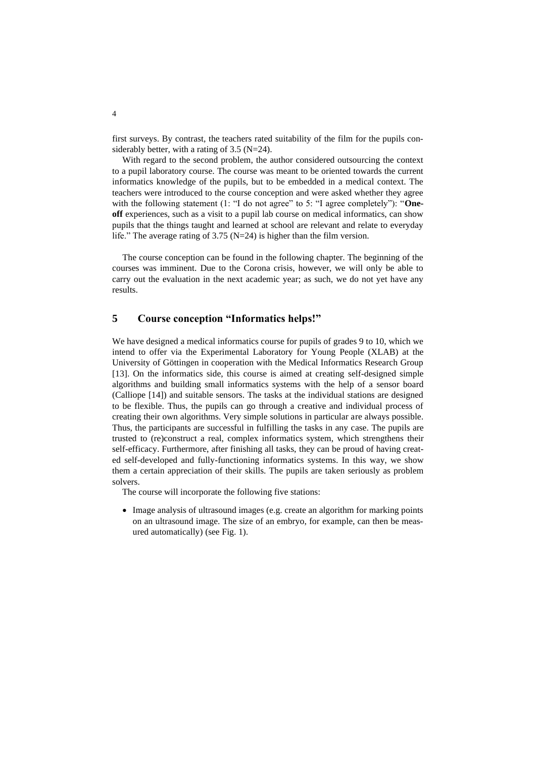first surveys. By contrast, the teachers rated suitability of the film for the pupils considerably better, with a rating of 3.5 (N=24).

With regard to the second problem, the author considered outsourcing the context to a pupil laboratory course. The course was meant to be oriented towards the current informatics knowledge of the pupils, but to be embedded in a medical context. The teachers were introduced to the course conception and were asked whether they agree with the following statement (1: "I do not agree" to 5: "I agree completely"): "**One-off** experiences, such as a visit to a pupil lab course on medical informatics, can show pupils that the things taught and learned at school are relevant and relate to everyday life." The average rating of 3.75 (N=24) is higher than the film version.

The course conception can be found in the following chapter. The beginning of the courses was imminent. Due to the Corona crisis, however, we will only be able to carry out the evaluation in the next academic year; as such, we do not yet have any results.

## 5 Course conception "Informatics helps!"

We have designed a medical informatics course for pupils of grades 9 to 10, which we intend to offer via the Experimental Laboratory for Young People (XLAB) at the University of Göttingen in cooperation with the Medical Informatics Research Group [13]. On the informatics side, this course is aimed at creating self-designed simple algorithms and building small informatics systems with the help of a sensor board (Calliope [14]) and suitable sensors. The tasks at the individual stations are designed to be flexible. Thus, the pupils can go through a creative and individual process of creating their own algorithms. Very simple solutions in particular are always possible. Thus, the participants are successful in fulfilling the tasks in any case. The pupils are trusted to (re)construct a real, complex informatics system, which strengthens their self-efficacy. Furthermore, after finishing all tasks, they can be proud of having created self-developed and fully-functioning informatics systems. In this way, we show them a certain appreciation of their skills. The pupils are taken seriously as problem solvers.

The course will incorporate the following five stations:

- Image analysis of ultrasound images (e.g. create an algorithm for marking points on an ultrasound image. The size of an embryo, for example, can then be measured automatically) (see Fig. 1).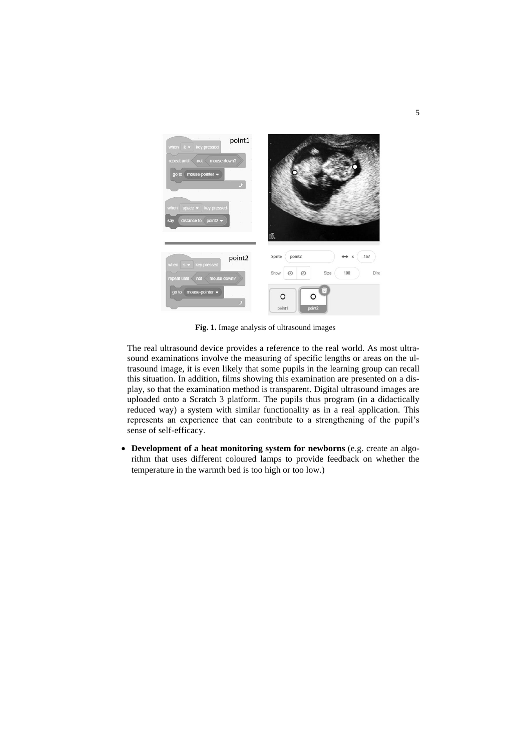Fig. 1. Image analysis of ultrasound images

The real ultrasound device provides a reference to the real world. As most ultrasound examinations involve the measuring of specific lengths or areas on the ultrasound image, it is even likely that some pupils in the learning group can recall this situation. In addition, films showing this examination are presented on a display, so that the examination method is transparent. Digital ultrasound images are uploaded onto a Scratch 3 platform. The pupils thus program (in a didactically reduced way) a system with similar functionality as in a real application. This represents an experience that can contribute to a strengthening of the pupil's sense of self-efficacy.

- **Development of a heat monitoring system for newborns** (e.g. create an algorithm that uses different coloured lamps to provide feedback on whether the temperature in the warmth bed is too high or too low.)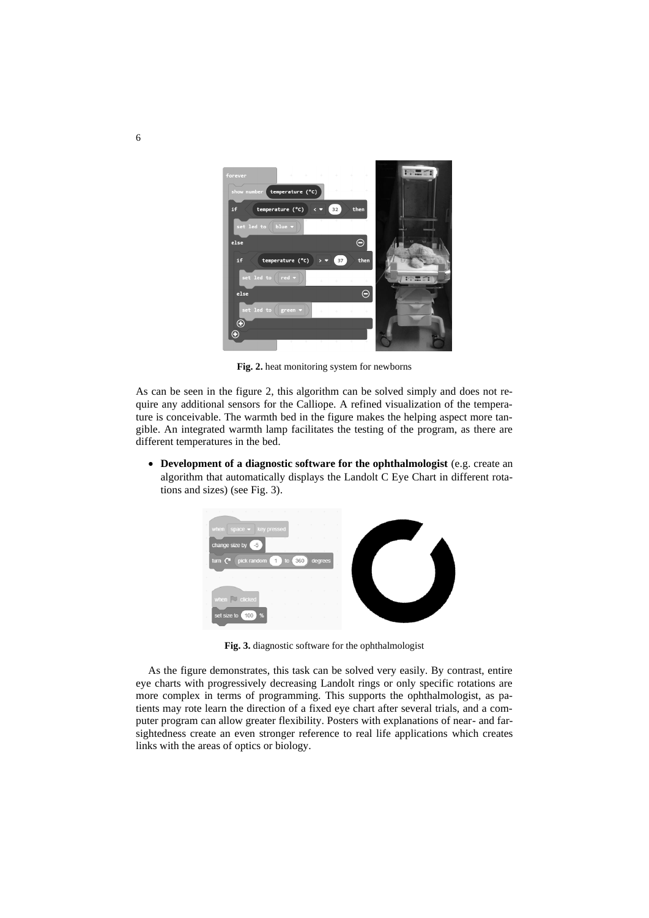**Fig. 2.** heat monitoring system for newborns

As can be seen in the figure 2, this algorithm can be solved simply and does not require any additional sensors for the Calliope. A refined visualization of the temperature is conceivable. The warmth bed in the figure makes the helping aspect more tangible. An integrated warmth lamp facilitates the testing of the program, as there are different temperatures in the bed.

- **Development of a diagnostic software for the ophthalmologist** (e.g. create an algorithm that automatically displays the Landolt C Eye Chart in different rotations and sizes) (see Fig. 3).

**Fig. 3.** diagnostic software for the ophthalmologist

As the figure demonstrates, this task can be solved very easily. By contrast, entire eye charts with progressively decreasing Landolt rings or only specific rotations are more complex in terms of programming. This supports the ophthalmologist, as patients may rote learn the direction of a fixed eye chart after several trials, and a computer program can allow greater flexibility. Posters with explanations of near- and far-sightedness create an even stronger reference to real life applications which creates links with the areas of optics or biology.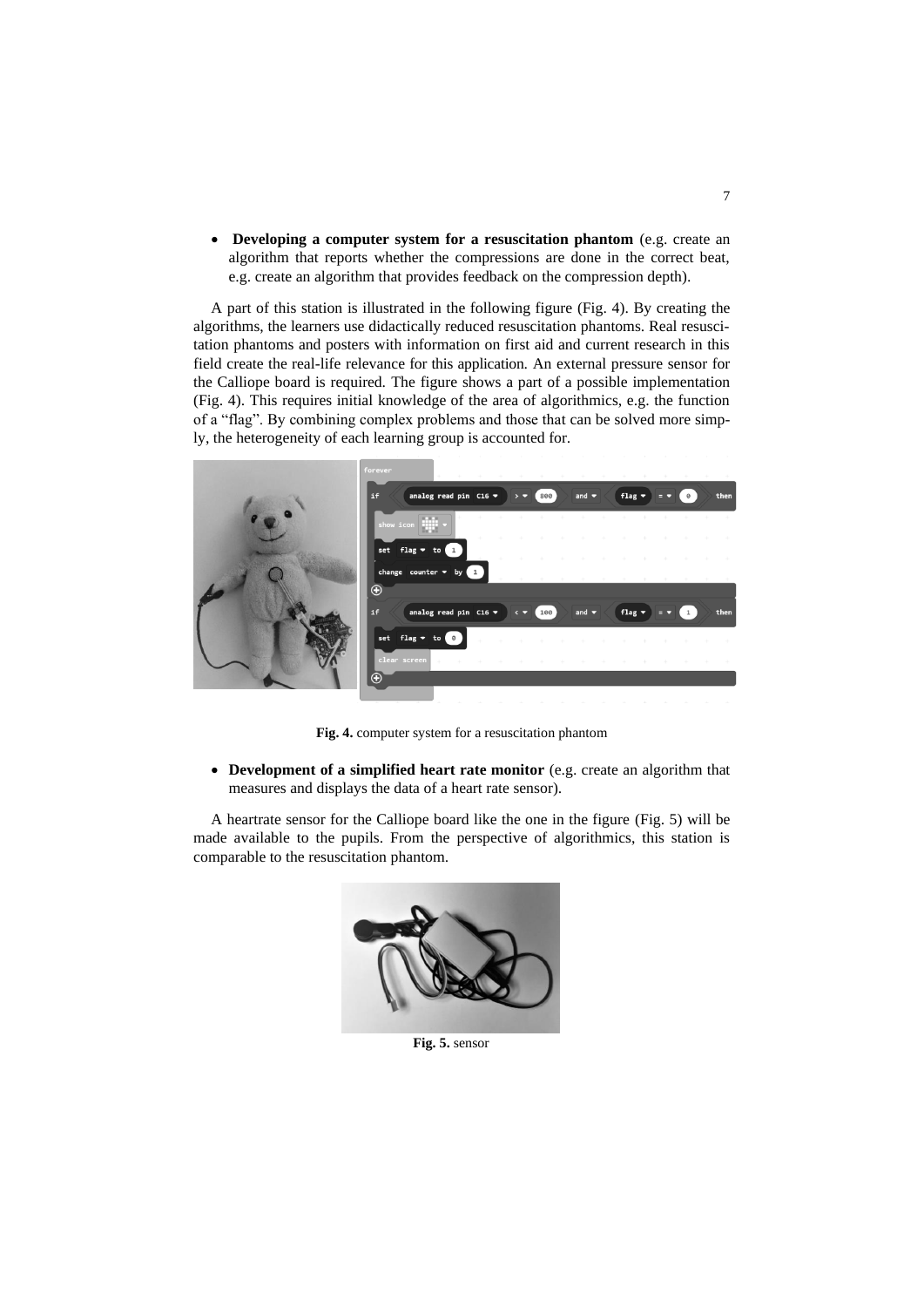- **Developing a computer system for a resuscitation phantom** (e.g. create an algorithm that reports whether the compressions are done in the correct beat, e.g. create an algorithm that provides feedback on the compression depth).

A part of this station is illustrated in the following figure (Fig. 4). By creating the algorithms, the learners use didactically reduced resuscitation phantoms. Real resuscitation phantoms and posters with information on first aid and current research in this field create the real-life relevance for this application. An external pressure sensor for the Calliope board is required. The figure shows a part of a possible implementation (Fig. 4). This requires initial knowledge of the area of algorithmics, e.g. the function of a "flag". By combining complex problems and those that can be solved more simply, the heterogeneity of each learning group is accounted for.

**Fig. 4.** computer system for a resuscitation phantom

- **Development of a simplified heart rate monitor** (e.g. create an algorithm that measures and displays the data of a heart rate sensor).

A heartrate sensor for the Calliope board like the one in the figure (Fig. 5) will be made available to the pupils. From the perspective of algorithmics, this station is comparable to the resuscitation phantom.

**Fig. 5.** sensor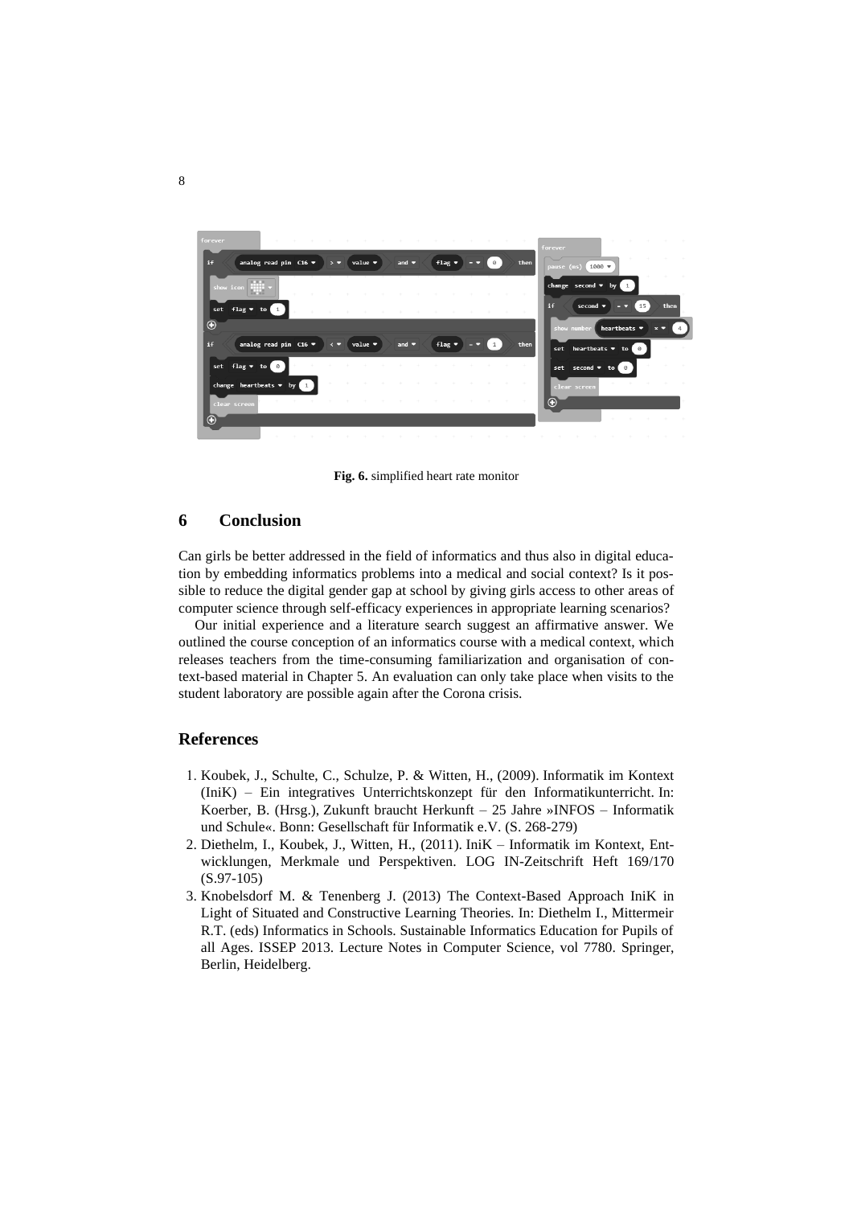Fig. 6. simplified heart rate monitor

## 6 Conclusion

Can girls be better addressed in the field of informatics and thus also in digital education by embedding informatics problems into a medical and social context? Is it possible to reduce the digital gender gap at school by giving girls access to other areas of computer science through self-efficacy experiences in appropriate learning scenarios?

Our initial experience and a literature search suggest an affirmative answer. We outlined the course conception of an informatics course with a medical context, which releases teachers from the time-consuming familiarization and organisation of context-based material in Chapter 5. An evaluation can only take place when visits to the student laboratory are possible again after the Corona crisis.

## References

1. Koubek, J., Schulte, C., Schulze, P. & Witten, H., (2009). Informatik im Kontext (IniK) – Ein integratives Unterrichtskonzept für den Informatikunterricht. In: Koerber, B. (Hrsg.), Zukunft braucht Herkunft – 25 Jahre »INFOS – Informatik und Schule«. Bonn: Gesellschaft für Informatik e.V. (S. 268-279)
2. Diethelm, I., Koubek, J., Witten, H., (2011). IniK – Informatik im Kontext, Entwicklungen, Merkmale und Perspektiven. LOG IN-Zeitschrift Heft 169/170 (S.97-105)
3. Knobelsdorf M. & Tenenberg J. (2013) The Context-Based Approach IniK in Light of Situated and Constructive Learning Theories. In: Diethelm I., Mittermeir R.T. (eds) Informatics in Schools. Sustainable Informatics Education for Pupils of all Ages. ISSEP 2013. Lecture Notes in Computer Science, vol 7780. Springer, Berlin, Heidelberg.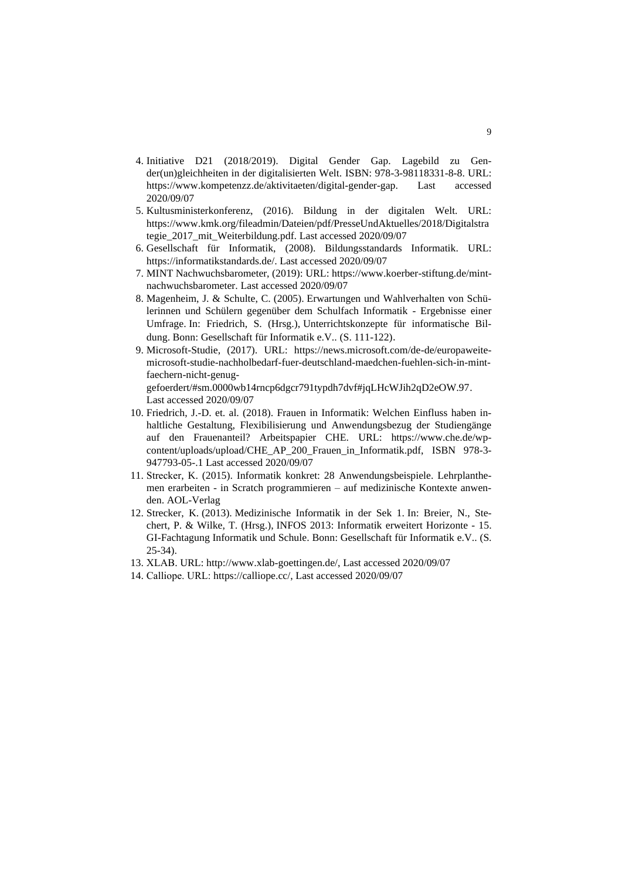4. Initiative D21 (2018/2019). Digital Gender Gap. Lagebild zu Gender(un)gleichheiten in der digitalisierten Welt. ISBN: 978-3-98118331-8-8. URL: https://www.kompetenzz.de/aktivitaeten/digital-gender-gap. Last accessed 2020/09/07
5. Kultusministerkonferenz, (2016). Bildung in der digitalen Welt. URL: https://www.kmk.org/fileadmin/Dateien/pdf/PresseUndAktuelles/2018/Digitalstrategie_2017_mit_Weiterbildung.pdf. Last accessed 2020/09/07
6. Gesellschaft für Informatik, (2008). Bildungsstandards Informatik. URL: https://informatikstandards.de/. Last accessed 2020/09/07
7. MINT Nachwuchsbarometer, (2019): URL: https://www.koerber-stiftung.de/mint-nachwuchsbarometer. Last accessed 2020/09/07
8. Magenheim, J. & Schulte, C. (2005). Erwartungen und Wahlverhalten von Schülerinnen und Schülern gegenüber dem Schulfach Informatik - Ergebnisse einer Umfrage. In: Friedrich, S. (Hrsg.), Unterrichtskonzepte für informatische Bildung. Bonn: Gesellschaft für Informatik e.V.. (S. 111-122).
9. Microsoft-Studie, (2017). URL: https://news.microsoft.com/de-de/europaweite-microsoft-studie-nachholbedarf-fuer-deutschland-maedchen-fuehlen-sich-in-mint-faechern-nicht-genug-gefoerdert/#sm.0000wb14rncp6dgcr791typdh7dvf#jqLHcWJih2qD2eOW.97. Last accessed 2020/09/07
10. Friedrich, J.-D. et. al. (2018). Frauen in Informatik: Welchen Einfluss haben inhaltliche Gestaltung, Flexibilisierung und Anwendungsbezug der Studiengänge auf den Frauenanteil? Arbeitspapier CHE. URL: https://www.che.de/wp-content/uploads/upload/CHE_AP_200_Frauen_in_Informatik.pdf, ISBN 978-3-947793-05-.1 Last accessed 2020/09/07
11. Strecker, K. (2015). Informatik konkret: 28 Anwendungsbeispiele. Lehrplanthemen erarbeiten - in Scratch programmieren – auf medizinische Kontexte anwenden. AOL-Verlag
12. Strecker, K. (2013). Medizinische Informatik in der Sek 1. In: Breier, N., Stechert, P. & Wilke, T. (Hrsg.), INFOS 2013: Informatik erweitert Horizonte - 15. GI-Fachtagung Informatik und Schule. Bonn: Gesellschaft für Informatik e.V.. (S. 25-34).
13. XLAB. URL: http://www.xlab-goettingen.de/, Last accessed 2020/09/07
14. Calliope. URL: https://calliope.cc/, Last accessed 2020/09/07